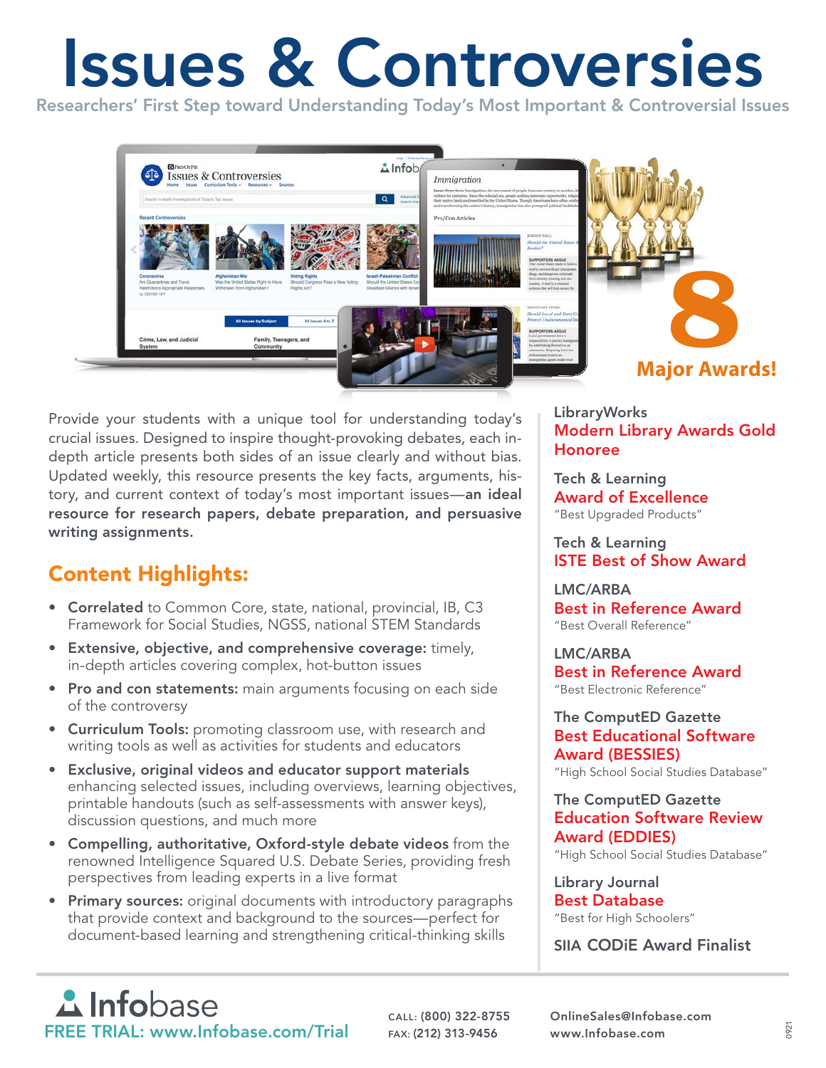# Issues & Controversies

Researchers' First Step toward Understanding Today's Most Important & Controversial Issues

**8 Major Awards!**

Provide your students with a unique tool for understanding today's crucial issues. Designed to inspire thought-provoking debates, each in-depth article presents both sides of an issue clearly and without bias. Updated weekly, this resource presents the key facts, arguments, history, and current context of today's most important issues—**an ideal resource for research papers, debate preparation, and persuasive writing assignments.**

## Content Highlights:

- **Correlated** to Common Core, state, national, provincial, IB, C3 Framework for Social Studies, NGSS, national STEM Standards
- **Extensive, objective, and comprehensive coverage:** timely, in-depth articles covering complex, hot-button issues
- **Pro and con statements:** main arguments focusing on each side of the controversy
- **Curriculum Tools:** promoting classroom use, with research and writing tools as well as activities for students and educators
- **Exclusive, original videos and educator support materials** enhancing selected issues, including overviews, learning objectives, printable handouts (such as self-assessments with answer keys), discussion questions, and much more
- **Compelling, authoritative, Oxford-style debate videos** from the renowned Intelligence Squared U.S. Debate Series, providing fresh perspectives from leading experts in a live format
- **Primary sources:** original documents with introductory paragraphs that provide context and background to the sources—perfect for document-based learning and strengthening critical-thinking skills

LibraryWorks
**Modern Library Awards Gold Honoree**

Tech & Learning
**Award of Excellence**
"Best Upgraded Products"

Tech & Learning
**ISTE Best of Show Award**

LMC/ARBA
**Best in Reference Award**
"Best Overall Reference"

LMC/ARBA
**Best in Reference Award**
"Best Electronic Reference"

The ComputED Gazette
**Best Educational Software Award (BESSIES)**
"High School Social Studies Database"

The ComputED Gazette
**Education Software Review Award (EDDIES)**
"High School Social Studies Database"

Library Journal
**Best Database**
"Best for High Schoolers"

SIIA CODiE Award Finalist

Infobase
FREE TRIAL: www.Infobase.com/Trial

CALL: (800) 322-8755
FAX: (212) 313-9456

OnlineSales@Infobase.com
www.Infobase.com

0921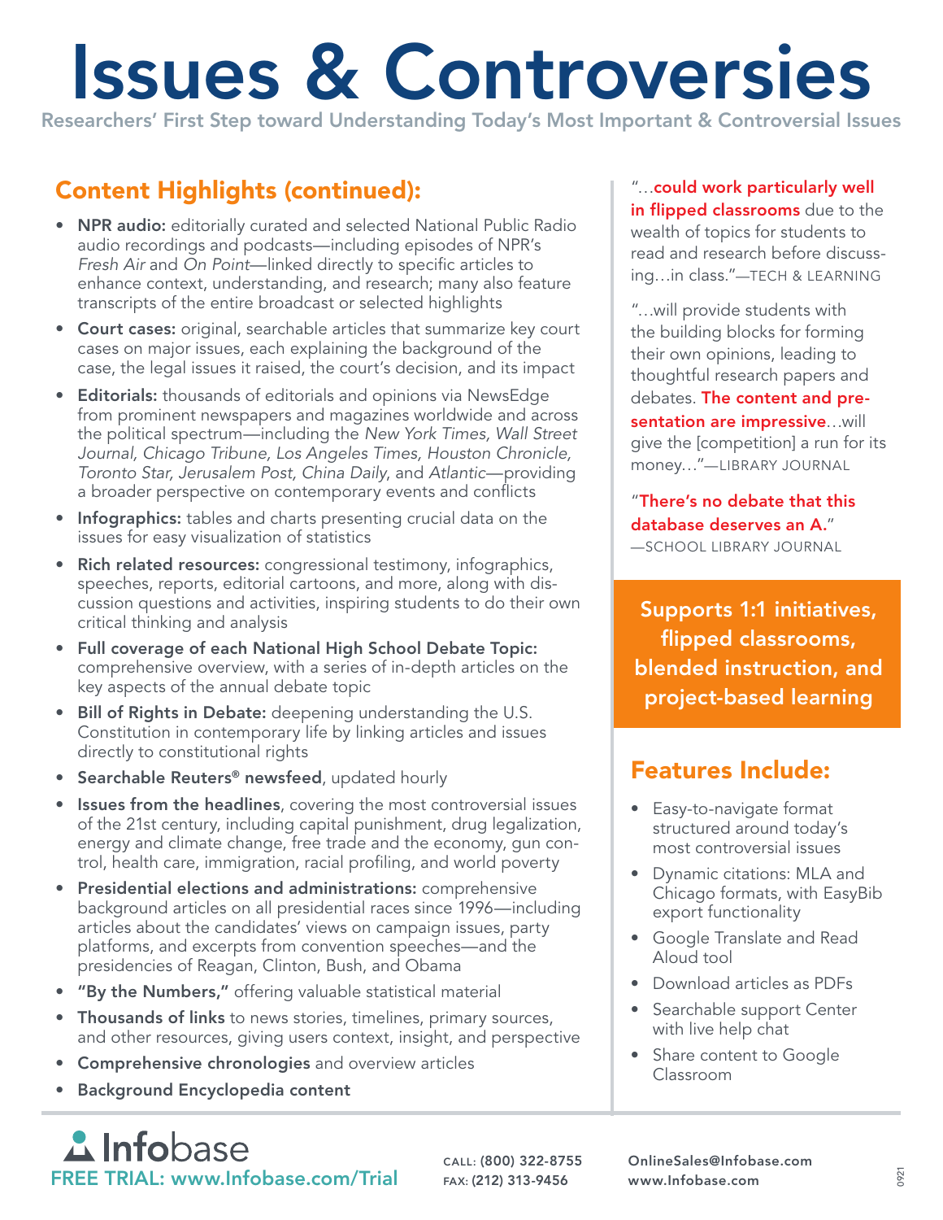# Issues & Controversies

Researchers' First Step toward Understanding Today's Most Important & Controversial Issues

## Content Highlights (continued):

- **NPR audio:** editorially curated and selected National Public Radio audio recordings and podcasts—including episodes of NPR's *Fresh Air* and *On Point*—linked directly to specific articles to enhance context, understanding, and research; many also feature transcripts of the entire broadcast or selected highlights
- **Court cases:** original, searchable articles that summarize key court cases on major issues, each explaining the background of the case, the legal issues it raised, the court's decision, and its impact
- **Editorials:** thousands of editorials and opinions via NewsEdge from prominent newspapers and magazines worldwide and across the political spectrum—including the *New York Times, Wall Street Journal, Chicago Tribune, Los Angeles Times, Houston Chronicle, Toronto Star, Jerusalem Post, China Daily*, and *Atlantic*—providing a broader perspective on contemporary events and conflicts
- **Infographics:** tables and charts presenting crucial data on the issues for easy visualization of statistics
- **Rich related resources:** congressional testimony, infographics, speeches, reports, editorial cartoons, and more, along with discussion questions and activities, inspiring students to do their own critical thinking and analysis
- **Full coverage of each National High School Debate Topic:** comprehensive overview, with a series of in-depth articles on the key aspects of the annual debate topic
- **Bill of Rights in Debate:** deepening understanding the U.S. Constitution in contemporary life by linking articles and issues directly to constitutional rights
- **Searchable Reuters® newsfeed**, updated hourly
- **Issues from the headlines**, covering the most controversial issues of the 21st century, including capital punishment, drug legalization, energy and climate change, free trade and the economy, gun control, health care, immigration, racial profiling, and world poverty
- **Presidential elections and administrations:** comprehensive background articles on all presidential races since 1996—including articles about the candidates' views on campaign issues, party platforms, and excerpts from convention speeches—and the presidencies of Reagan, Clinton, Bush, and Obama
- **"By the Numbers,"** offering valuable statistical material
- **Thousands of links** to news stories, timelines, primary sources, and other resources, giving users context, insight, and perspective
- **Comprehensive chronologies** and overview articles
- **Background Encyclopedia content**

"…**could work particularly well in flipped classrooms** due to the wealth of topics for students to read and research before discussing…in class."—TECH & LEARNING

"…will provide students with the building blocks for forming their own opinions, leading to thoughtful research papers and debates. **The content and presentation are impressive**…will give the [competition] a run for its money…"—LIBRARY JOURNAL

"**There's no debate that this database deserves an A.**"
—SCHOOL LIBRARY JOURNAL

**Supports 1:1 initiatives, flipped classrooms, blended instruction, and project-based learning**

## Features Include:

- Easy-to-navigate format structured around today's most controversial issues
- Dynamic citations: MLA and Chicago formats, with EasyBib export functionality
- Google Translate and Read Aloud tool
- Download articles as PDFs
- Searchable support Center with live help chat
- Share content to Google Classroom

Infobase
FREE TRIAL: www.Infobase.com/Trial

CALL: (800) 322-8755
FAX: (212) 313-9456

OnlineSales@Infobase.com
www.Infobase.com

0921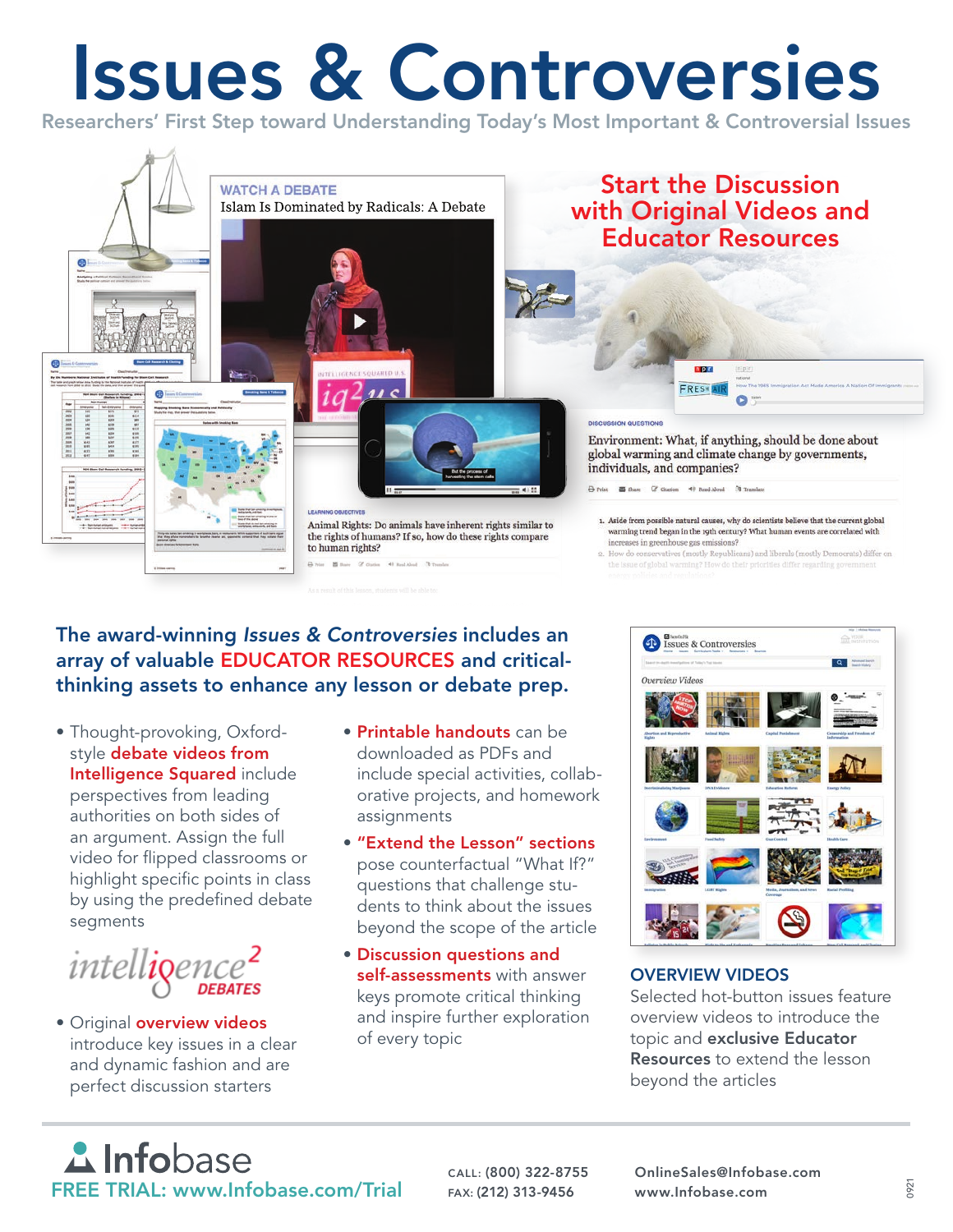# Issues & Controversies

Researchers' First Step toward Understanding Today's Most Important & Controversial Issues

## Start the Discussion with Original Videos and Educator Resources

**The award-winning *Issues & Controversies* includes an array of valuable EDUCATOR RESOURCES and critical-thinking assets to enhance any lesson or debate prep.**

- Thought-provoking, Oxford-style **debate videos from Intelligence Squared** include perspectives from leading authorities on both sides of an argument. Assign the full video for flipped classrooms or highlight specific points in class by using the predefined debate segments

intelligence² DEBATES

- Original **overview videos** introduce key issues in a clear and dynamic fashion and are perfect discussion starters
- **Printable handouts** can be downloaded as PDFs and include special activities, collaborative projects, and homework assignments
- **"Extend the Lesson" sections** pose counterfactual "What If?" questions that challenge students to think about the issues beyond the scope of the article
- **Discussion questions and self-assessments** with answer keys promote critical thinking and inspire further exploration of every topic

### OVERVIEW VIDEOS

Selected hot-button issues feature overview videos to introduce the topic and **exclusive Educator Resources** to extend the lesson beyond the articles

Infobase

FREE TRIAL: www.Infobase.com/Trial

CALL: (800) 322-8755
FAX: (212) 313-9456

OnlineSales@Infobase.com
www.Infobase.com

0921